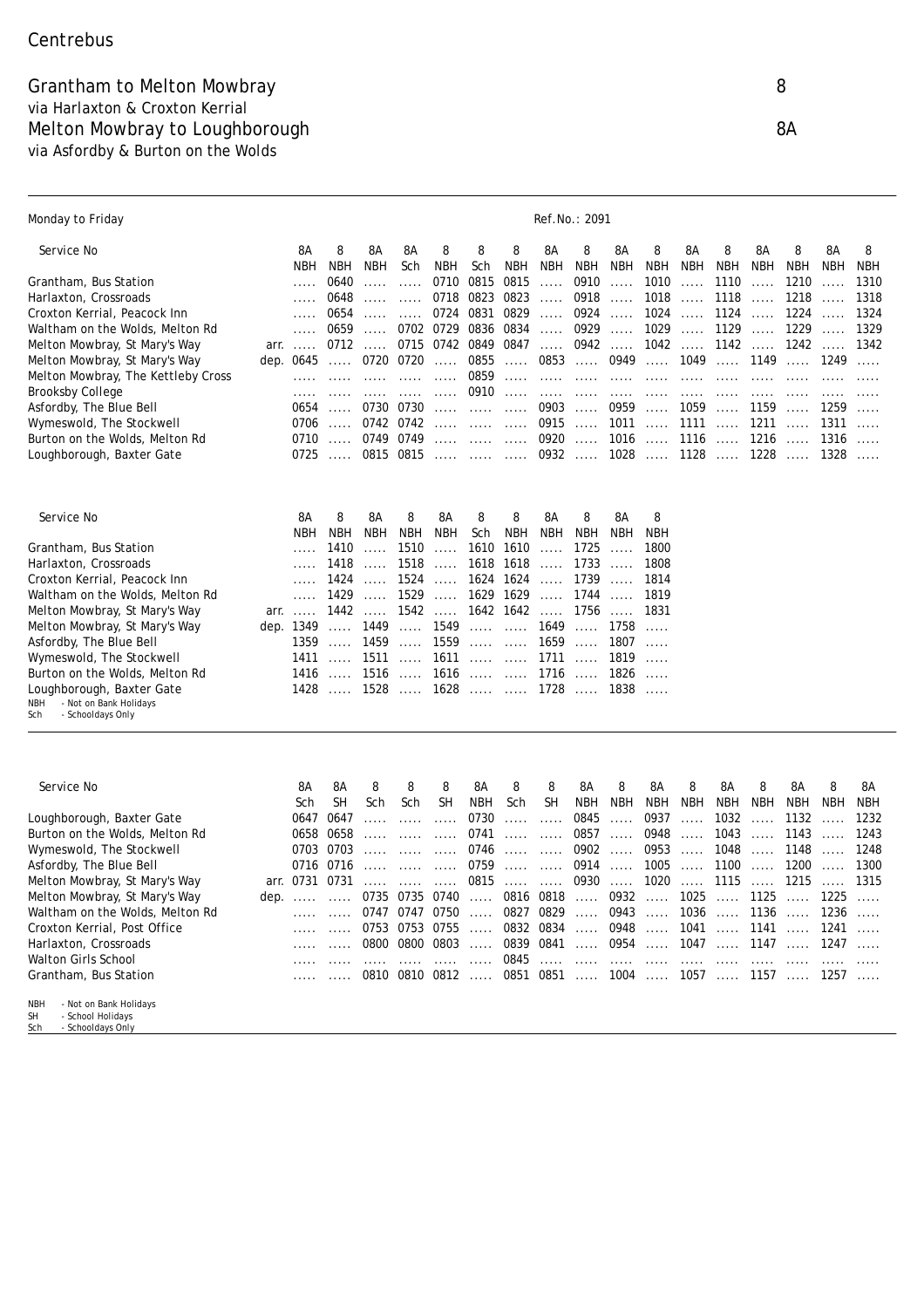Centrebus

# Grantham to Melton Mowbray 8

via Harlaxton & Croxton Kerrial

# Melton Mowbray to Loughborough 8A

via Asfordby & Burton on the Wolds

Monday to Friday

Ref.No.: 2091

| Service No | | 8A | 8 | 8A | 8A | 8 | 8 | 8 | 8A | 8 | 8A | 8 | 8A | 8 | 8A | 8 | 8A | 8 |
|---|---|---|---|---|---|---|---|---|---|---|---|---|---|---|---|---|---|---|
| | | NBH | NBH | NBH | Sch | NBH | Sch | NBH | NBH | NBH | NBH | NBH | NBH | NBH | NBH | NBH | NBH | NBH |
| Grantham, Bus Station | | ..... | 0640 | ..... | ..... | 0710 | 0815 | 0815 | ..... | 0910 | ..... | 1010 | ..... | 1110 | ..... | 1210 | ..... | 1310 |
| Harlaxton, Crossroads | | ..... | 0648 | ..... | ..... | 0718 | 0823 | 0823 | ..... | 0918 | ..... | 1018 | ..... | 1118 | ..... | 1218 | ..... | 1318 |
| Croxton Kerrial, Peacock Inn | | ..... | 0654 | ..... | ..... | 0724 | 0831 | 0829 | ..... | 0924 | ..... | 1024 | ..... | 1124 | ..... | 1224 | ..... | 1324 |
| Waltham on the Wolds, Melton Rd | | ..... | 0659 | ..... | 0702 | 0729 | 0836 | 0834 | ..... | 0929 | ..... | 1029 | ..... | 1129 | ..... | 1229 | ..... | 1329 |
| Melton Mowbray, St Mary's Way | arr. | ..... | 0712 | ..... | 0715 | 0742 | 0849 | 0847 | ..... | 0942 | ..... | 1042 | ..... | 1142 | ..... | 1242 | ..... | 1342 |
| Melton Mowbray, St Mary's Way | dep. | 0645 | ..... | 0720 | 0720 | ..... | 0855 | ..... | 0853 | ..... | 0949 | ..... | 1049 | ..... | 1149 | ..... | 1249 | ..... |
| Melton Mowbray, The Kettleby Cross | | ..... | ..... | ..... | ..... | ..... | 0859 | ..... | ..... | ..... | ..... | ..... | ..... | ..... | ..... | ..... | ..... | ..... |
| Brooksby College | | ..... | ..... | ..... | ..... | ..... | 0910 | ..... | ..... | ..... | ..... | ..... | ..... | ..... | ..... | ..... | ..... | ..... |
| Asfordby, The Blue Bell | | 0654 | ..... | 0730 | 0730 | ..... | ..... | ..... | 0903 | ..... | 0959 | ..... | 1059 | ..... | 1159 | ..... | 1259 | ..... |
| Wymeswold, The Stockwell | | 0706 | ..... | 0742 | 0742 | ..... | ..... | ..... | 0915 | ..... | 1011 | ..... | 1111 | ..... | 1211 | ..... | 1311 | ..... |
| Burton on the Wolds, Melton Rd | | 0710 | ..... | 0749 | 0749 | ..... | ..... | ..... | 0920 | ..... | 1016 | ..... | 1116 | ..... | 1216 | ..... | 1316 | ..... |
| Loughborough, Baxter Gate | | 0725 | ..... | 0815 | 0815 | ..... | ..... | ..... | 0932 | ..... | 1028 | ..... | 1128 | ..... | 1228 | ..... | 1328 | ..... |

| Service No | | 8A | 8 | 8A | 8 | 8A | 8 | 8 | 8A | 8 | 8A | 8 |
|---|---|---|---|---|---|---|---|---|---|---|---|---|
| | | NBH | NBH | NBH | NBH | NBH | Sch | NBH | NBH | NBH | NBH | NBH |
| Grantham, Bus Station | | ..... | 1410 | ..... | 1510 | ..... | 1610 | 1610 | ..... | 1725 | ..... | 1800 |
| Harlaxton, Crossroads | | ..... | 1418 | ..... | 1518 | ..... | 1618 | 1618 | ..... | 1733 | ..... | 1808 |
| Croxton Kerrial, Peacock Inn | | ..... | 1424 | ..... | 1524 | ..... | 1624 | 1624 | ..... | 1739 | ..... | 1814 |
| Waltham on the Wolds, Melton Rd | | ..... | 1429 | ..... | 1529 | ..... | 1629 | 1629 | ..... | 1744 | ..... | 1819 |
| Melton Mowbray, St Mary's Way | arr. | ..... | 1442 | ..... | 1542 | ..... | 1642 | 1642 | ..... | 1756 | ..... | 1831 |
| Melton Mowbray, St Mary's Way | dep. | 1349 | ..... | 1449 | ..... | 1549 | ..... | ..... | 1649 | ..... | 1758 | ..... |
| Asfordby, The Blue Bell | | 1359 | ..... | 1459 | ..... | 1559 | ..... | ..... | 1659 | ..... | 1807 | ..... |
| Wymeswold, The Stockwell | | 1411 | ..... | 1511 | ..... | 1611 | ..... | ..... | 1711 | ..... | 1819 | ..... |
| Burton on the Wolds, Melton Rd | | 1416 | ..... | 1516 | ..... | 1616 | ..... | ..... | 1716 | ..... | 1826 | ..... |
| Loughborough, Baxter Gate | | 1428 | ..... | 1528 | ..... | 1628 | ..... | ..... | 1728 | ..... | 1838 | ..... |

NBH - Not on Bank Holidays
Sch - Schooldays Only

| Service No | | 8A | 8A | 8 | 8 | 8 | 8A | 8 | 8 | 8A | 8 | 8A | 8 | 8A | 8 | 8A | 8 | 8A |
|---|---|---|---|---|---|---|---|---|---|---|---|---|---|---|---|---|---|---|
| | | Sch | SH | Sch | Sch | SH | NBH | Sch | SH | NBH | NBH | NBH | NBH | NBH | NBH | NBH | NBH | NBH |
| Loughborough, Baxter Gate | | 0647 | 0647 | ..... | ..... | ..... | 0730 | ..... | ..... | 0845 | ..... | 0937 | ..... | 1032 | ..... | 1132 | ..... | 1232 |
| Burton on the Wolds, Melton Rd | | 0658 | 0658 | ..... | ..... | ..... | 0741 | ..... | ..... | 0857 | ..... | 0948 | ..... | 1043 | ..... | 1143 | ..... | 1243 |
| Wymeswold, The Stockwell | | 0703 | 0703 | ..... | ..... | ..... | 0746 | ..... | ..... | 0902 | ..... | 0953 | ..... | 1048 | ..... | 1148 | ..... | 1248 |
| Asfordby, The Blue Bell | | 0716 | 0716 | ..... | ..... | ..... | 0759 | ..... | ..... | 0914 | ..... | 1005 | ..... | 1100 | ..... | 1200 | ..... | 1300 |
| Melton Mowbray, St Mary's Way | arr. | 0731 | 0731 | ..... | ..... | ..... | 0815 | ..... | ..... | 0930 | ..... | 1020 | ..... | 1115 | ..... | 1215 | ..... | 1315 |
| Melton Mowbray, St Mary's Way | dep. | ..... | ..... | 0735 | 0735 | 0740 | ..... | 0816 | 0818 | ..... | 0932 | ..... | 1025 | ..... | 1125 | ..... | 1225 | ..... |
| Waltham on the Wolds, Melton Rd | | ..... | ..... | 0747 | 0747 | 0750 | ..... | 0827 | 0829 | ..... | 0943 | ..... | 1036 | ..... | 1136 | ..... | 1236 | ..... |
| Croxton Kerrial, Post Office | | ..... | ..... | 0753 | 0753 | 0755 | ..... | 0832 | 0834 | ..... | 0948 | ..... | 1041 | ..... | 1141 | ..... | 1241 | ..... |
| Harlaxton, Crossroads | | ..... | ..... | 0800 | 0800 | 0803 | ..... | 0839 | 0841 | ..... | 0954 | ..... | 1047 | ..... | 1147 | ..... | 1247 | ..... |
| Walton Girls School | | ..... | ..... | ..... | ..... | ..... | ..... | 0845 | ..... | ..... | ..... | ..... | ..... | ..... | ..... | ..... | ..... | ..... |
| Grantham, Bus Station | | ..... | ..... | 0810 | 0810 | 0812 | ..... | 0851 | 0851 | ..... | 1004 | ..... | 1057 | ..... | 1157 | ..... | 1257 | ..... |

NBH - Not on Bank Holidays
SH - School Holidays
Sch - Schooldays Only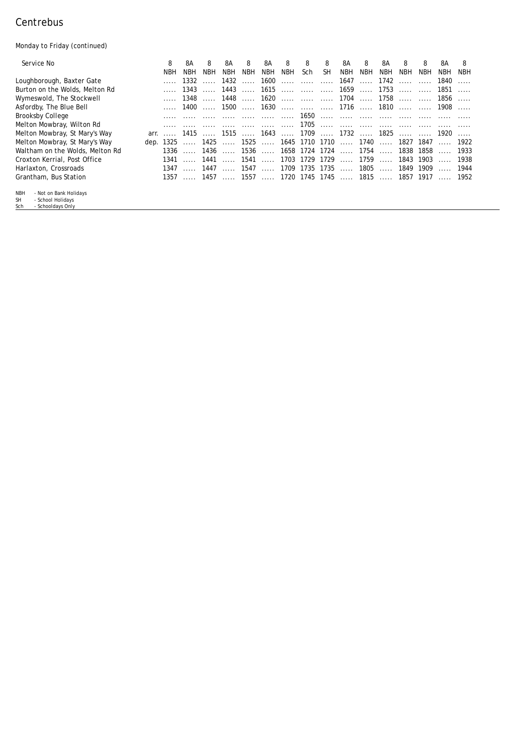# Centrebus

Monday to Friday (continued)

| Service No | | 8 | 8A | 8 | 8A | 8 | 8A | 8 | 8 | 8 | 8A | 8 | 8A | 8 | 8 | 8A | 8 |
|---|---|---|---|---|---|---|---|---|---|---|---|---|---|---|---|---|---|
| | | NBH | NBH | NBH | NBH | NBH | NBH | NBH | Sch | SH | NBH | NBH | NBH | NBH | NBH | NBH | NBH |
| Loughborough, Baxter Gate | | ..... | 1332 | ..... | 1432 | ..... | 1600 | ..... | ..... | ..... | 1647 | ..... | 1742 | ..... | ..... | 1840 | ..... |
| Burton on the Wolds, Melton Rd | | ..... | 1343 | ..... | 1443 | ..... | 1615 | ..... | ..... | ..... | 1659 | ..... | 1753 | ..... | ..... | 1851 | ..... |
| Wymeswold, The Stockwell | | ..... | 1348 | ..... | 1448 | ..... | 1620 | ..... | ..... | ..... | 1704 | ..... | 1758 | ..... | ..... | 1856 | ..... |
| Asfordby, The Blue Bell | | ..... | 1400 | ..... | 1500 | ..... | 1630 | ..... | ..... | ..... | 1716 | ..... | 1810 | ..... | ..... | 1908 | ..... |
| Brooksby College | | ..... | ..... | ..... | ..... | ..... | ..... | ..... | 1650 | ..... | ..... | ..... | ..... | ..... | ..... | ..... | ..... |
| Melton Mowbray, Wilton Rd | | ..... | ..... | ..... | ..... | ..... | ..... | ..... | 1705 | ..... | ..... | ..... | ..... | ..... | ..... | ..... | ..... |
| Melton Mowbray, St Mary's Way | arr. | ..... | 1415 | ..... | 1515 | ..... | 1643 | ..... | 1709 | ..... | 1732 | ..... | 1825 | ..... | ..... | 1920 | ..... |
| Melton Mowbray, St Mary's Way | dep. | 1325 | ..... | 1425 | ..... | 1525 | ..... | 1645 | 1710 | 1710 | ..... | 1740 | ..... | 1827 | 1847 | ..... | 1922 |
| Waltham on the Wolds, Melton Rd | | 1336 | ..... | 1436 | ..... | 1536 | ..... | 1658 | 1724 | 1724 | ..... | 1754 | ..... | 1838 | 1858 | ..... | 1933 |
| Croxton Kerrial, Post Office | | 1341 | ..... | 1441 | ..... | 1541 | ..... | 1703 | 1729 | 1729 | ..... | 1759 | ..... | 1843 | 1903 | ..... | 1938 |
| Harlaxton, Crossroads | | 1347 | ..... | 1447 | ..... | 1547 | ..... | 1709 | 1735 | 1735 | ..... | 1805 | ..... | 1849 | 1909 | ..... | 1944 |
| Grantham, Bus Station | | 1357 | ..... | 1457 | ..... | 1557 | ..... | 1720 | 1745 | 1745 | ..... | 1815 | ..... | 1857 | 1917 | ..... | 1952 |

NBH - Not on Bank Holidays
SH - School Holidays
Sch - Schooldays Only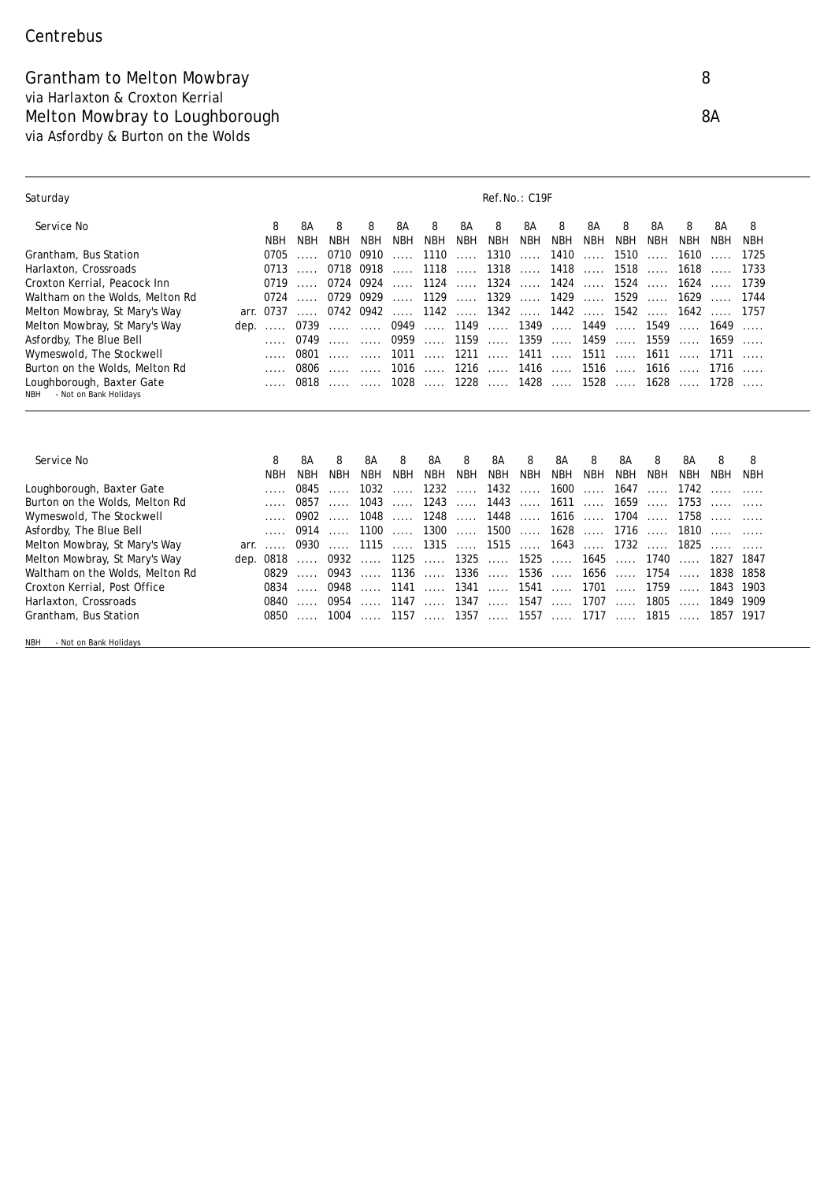Centrebus

## Grantham to Melton Mowbray — 8
via Harlaxton & Croxton Kerrial

## Melton Mowbray to Loughborough — 8A
via Asfordby & Burton on the Wolds

Saturday — Ref.No.: C19F

| Service No | | 8 | 8A | 8 | 8 | 8A | 8 | 8A | 8 | 8A | 8 | 8A | 8 | 8A | 8 | 8A | 8 |
|---|---|---|---|---|---|---|---|---|---|---|---|---|---|---|---|---|---|
| | | NBH | NBH | NBH | NBH | NBH | NBH | NBH | NBH | NBH | NBH | NBH | NBH | NBH | NBH | NBH | NBH |
| Grantham, Bus Station | | 0705 | ..... | 0710 | 0910 | ..... | 1110 | ..... | 1310 | ..... | 1410 | ..... | 1510 | ..... | 1610 | ..... | 1725 |
| Harlaxton, Crossroads | | 0713 | ..... | 0718 | 0918 | ..... | 1118 | ..... | 1318 | ..... | 1418 | ..... | 1518 | ..... | 1618 | ..... | 1733 |
| Croxton Kerrial, Peacock Inn | | 0719 | ..... | 0724 | 0924 | ..... | 1124 | ..... | 1324 | ..... | 1424 | ..... | 1524 | ..... | 1624 | ..... | 1739 |
| Waltham on the Wolds, Melton Rd | | 0724 | ..... | 0729 | 0929 | ..... | 1129 | ..... | 1329 | ..... | 1429 | ..... | 1529 | ..... | 1629 | ..... | 1744 |
| Melton Mowbray, St Mary's Way | arr. | 0737 | ..... | 0742 | 0942 | ..... | 1142 | ..... | 1342 | ..... | 1442 | ..... | 1542 | ..... | 1642 | ..... | 1757 |
| Melton Mowbray, St Mary's Way | dep. | ..... | 0739 | ..... | ..... | 0949 | ..... | 1149 | ..... | 1349 | ..... | 1449 | ..... | 1549 | ..... | 1649 | ..... |
| Asfordby, The Blue Bell | | ..... | 0749 | ..... | ..... | 0959 | ..... | 1159 | ..... | 1359 | ..... | 1459 | ..... | 1559 | ..... | 1659 | ..... |
| Wymeswold, The Stockwell | | ..... | 0801 | ..... | ..... | 1011 | ..... | 1211 | ..... | 1411 | ..... | 1511 | ..... | 1611 | ..... | 1711 | ..... |
| Burton on the Wolds, Melton Rd | | ..... | 0806 | ..... | ..... | 1016 | ..... | 1216 | ..... | 1416 | ..... | 1516 | ..... | 1616 | ..... | 1716 | ..... |
| Loughborough, Baxter Gate | | ..... | 0818 | ..... | ..... | 1028 | ..... | 1228 | ..... | 1428 | ..... | 1528 | ..... | 1628 | ..... | 1728 | ..... |

NBH - Not on Bank Holidays

| Service No | | 8 | 8A | 8 | 8A | 8 | 8A | 8 | 8A | 8 | 8A | 8 | 8A | 8 | 8A | 8 | 8 |
|---|---|---|---|---|---|---|---|---|---|---|---|---|---|---|---|---|---|
| | | NBH | NBH | NBH | NBH | NBH | NBH | NBH | NBH | NBH | NBH | NBH | NBH | NBH | NBH | NBH | NBH |
| Loughborough, Baxter Gate | | ..... | 0845 | ..... | 1032 | ..... | 1232 | ..... | 1432 | ..... | 1600 | ..... | 1647 | ..... | 1742 | ..... | ..... |
| Burton on the Wolds, Melton Rd | | ..... | 0857 | ..... | 1043 | ..... | 1243 | ..... | 1443 | ..... | 1611 | ..... | 1659 | ..... | 1753 | ..... | ..... |
| Wymeswold, The Stockwell | | ..... | 0902 | ..... | 1048 | ..... | 1248 | ..... | 1448 | ..... | 1616 | ..... | 1704 | ..... | 1758 | ..... | ..... |
| Asfordby, The Blue Bell | | ..... | 0914 | ..... | 1100 | ..... | 1300 | ..... | 1500 | ..... | 1628 | ..... | 1716 | ..... | 1810 | ..... | ..... |
| Melton Mowbray, St Mary's Way | arr. | ..... | 0930 | ..... | 1115 | ..... | 1315 | ..... | 1515 | ..... | 1643 | ..... | 1732 | ..... | 1825 | ..... | ..... |
| Melton Mowbray, St Mary's Way | dep. | 0818 | ..... | 0932 | ..... | 1125 | ..... | 1325 | ..... | 1525 | ..... | 1645 | ..... | 1740 | ..... | 1827 | 1847 |
| Waltham on the Wolds, Melton Rd | | 0829 | ..... | 0943 | ..... | 1136 | ..... | 1336 | ..... | 1536 | ..... | 1656 | ..... | 1754 | ..... | 1838 | 1858 |
| Croxton Kerrial, Post Office | | 0834 | ..... | 0948 | ..... | 1141 | ..... | 1341 | ..... | 1541 | ..... | 1701 | ..... | 1759 | ..... | 1843 | 1903 |
| Harlaxton, Crossroads | | 0840 | ..... | 0954 | ..... | 1147 | ..... | 1347 | ..... | 1547 | ..... | 1707 | ..... | 1805 | ..... | 1849 | 1909 |
| Grantham, Bus Station | | 0850 | ..... | 1004 | ..... | 1157 | ..... | 1357 | ..... | 1557 | ..... | 1717 | ..... | 1815 | ..... | 1857 | 1917 |

NBH - Not on Bank Holidays